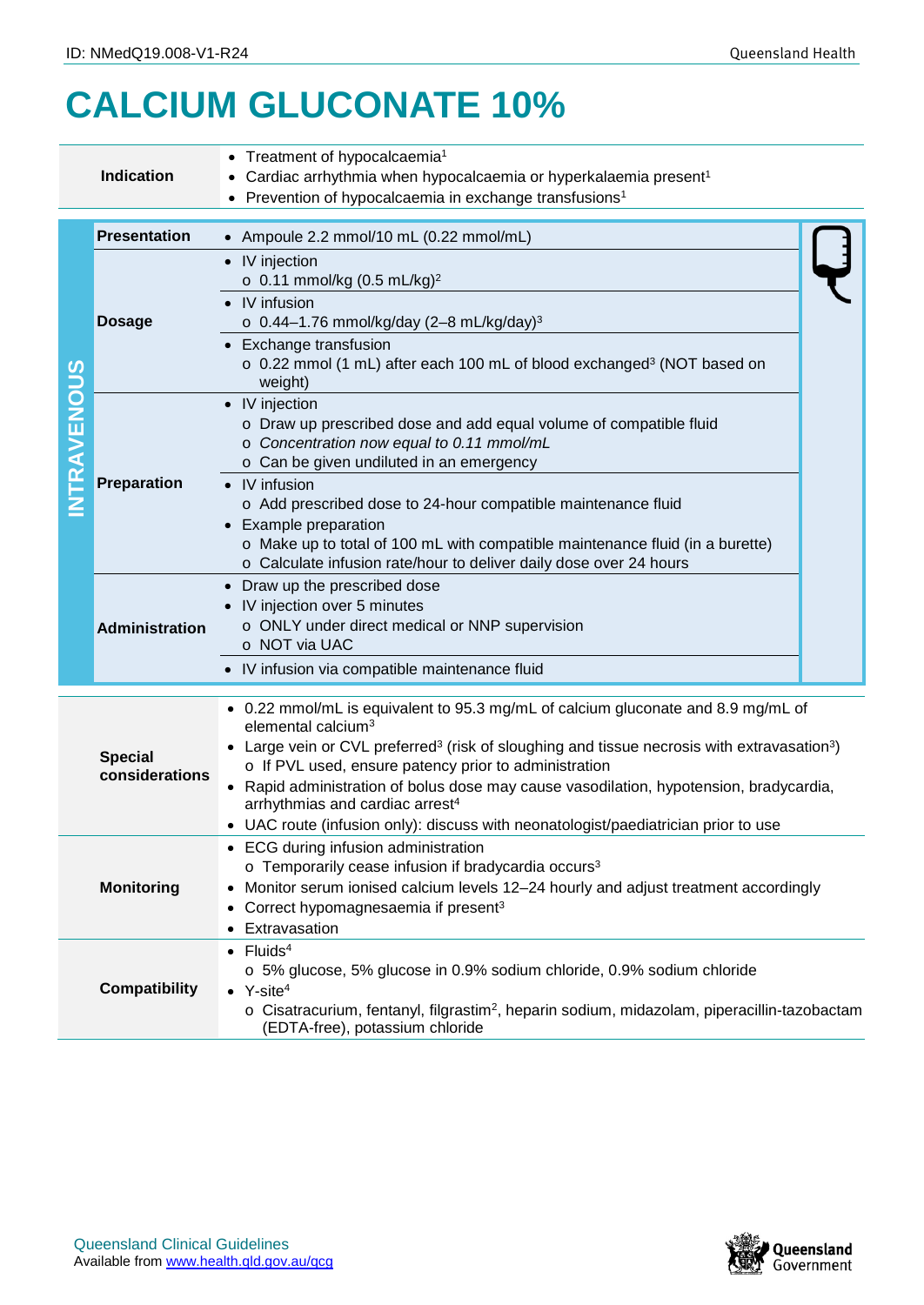# CALCIUM GLUCONATE 10%

| | |
|---|---|
| **Indication** | • Treatment of hypocalcaemia[1]<br>• Cardiac arrhythmia when hypocalcaemia or hyperkalaemia present[1]<br>• Prevention of hypocalcaemia in exchange transfusions[1] |

**INTRAVENOUS**

| | |
|---|---|
| **Presentation** | • Ampoule 2.2 mmol/10 mL (0.22 mmol/mL) |
| **Dosage** | • IV injection<br>o 0.11 mmol/kg (0.5 mL/kg)[2]<br>• IV infusion<br>o 0.44–1.76 mmol/kg/day (2–8 mL/kg/day)[3]<br>• Exchange transfusion<br>o 0.22 mmol (1 mL) after each 100 mL of blood exchanged[3] (NOT based on weight) |
| **Preparation** | • IV injection<br>o Draw up prescribed dose and add equal volume of compatible fluid<br>o *Concentration now equal to 0.11 mmol/mL*<br>o Can be given undiluted in an emergency<br>• IV infusion<br>o Add prescribed dose to 24-hour compatible maintenance fluid<br>• Example preparation<br>o Make up to total of 100 mL with compatible maintenance fluid (in a burette)<br>o Calculate infusion rate/hour to deliver daily dose over 24 hours |
| **Administration** | • Draw up the prescribed dose<br>• IV injection over 5 minutes<br>o ONLY under direct medical or NNP supervision<br>o NOT via UAC<br>• IV infusion via compatible maintenance fluid |

| | |
|---|---|
| **Special considerations** | • 0.22 mmol/mL is equivalent to 95.3 mg/mL of calcium gluconate and 8.9 mg/mL of elemental calcium[3]<br>• Large vein or CVL preferred[3] (risk of sloughing and tissue necrosis with extravasation[3])<br>o If PVL used, ensure patency prior to administration<br>• Rapid administration of bolus dose may cause vasodilation, hypotension, bradycardia, arrhythmias and cardiac arrest[4]<br>• UAC route (infusion only): discuss with neonatologist/paediatrician prior to use |
| **Monitoring** | • ECG during infusion administration<br>o Temporarily cease infusion if bradycardia occurs[3]<br>• Monitor serum ionised calcium levels 12–24 hourly and adjust treatment accordingly<br>• Correct hypomagnesaemia if present[3]<br>• Extravasation |
| **Compatibility** | • Fluids[4]<br>o 5% glucose, 5% glucose in 0.9% sodium chloride, 0.9% sodium chloride<br>• Y-site[4]<br>o Cisatracurium, fentanyl, filgrastim[2], heparin sodium, midazolam, piperacillin-tazobactam (EDTA-free), potassium chloride |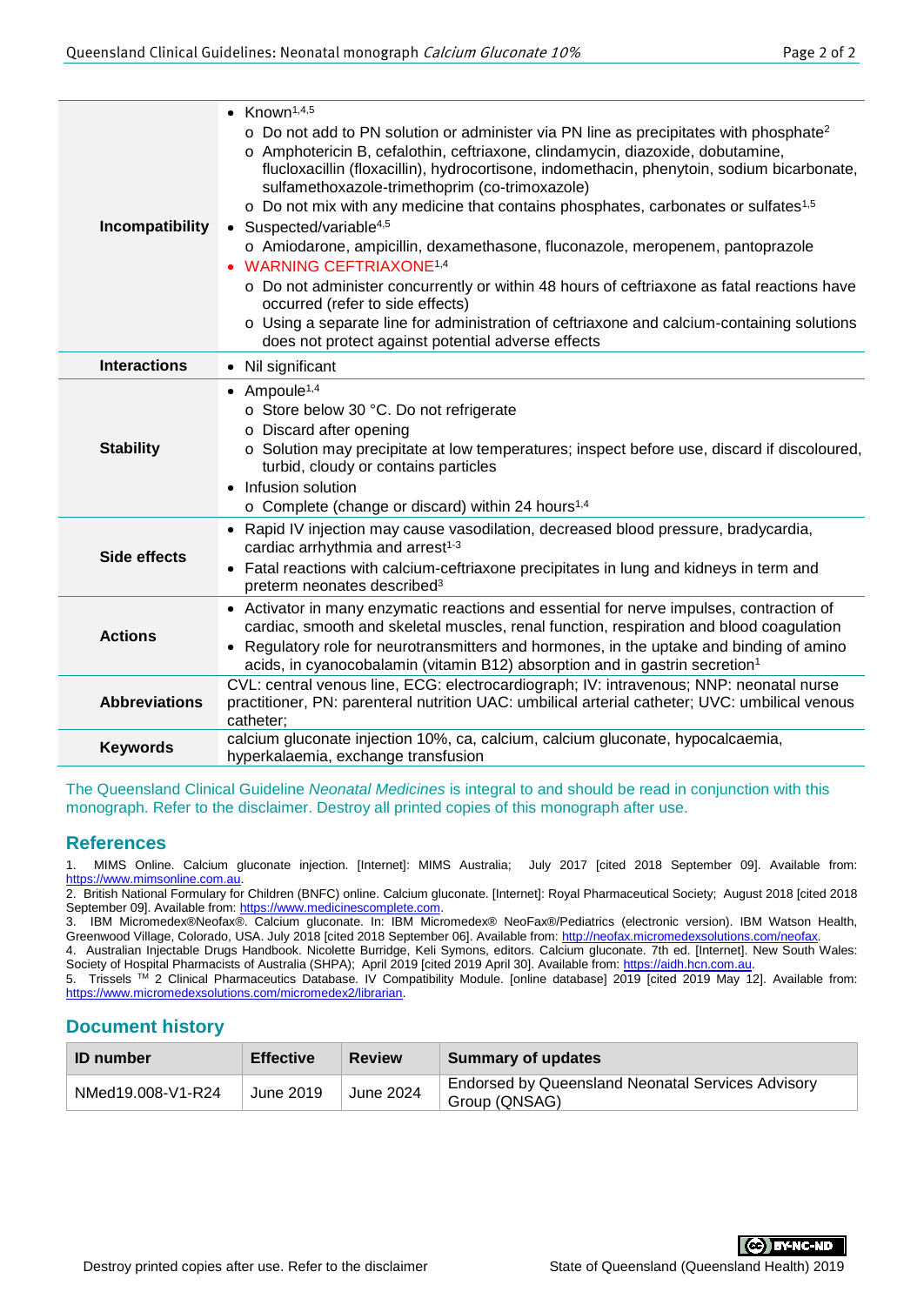| | |
|---|---|
| **Incompatibility** | • Known[1,4,5]<br>  o Do not add to PN solution or administer via PN line as precipitates with phosphate[2]<br>  o Amphotericin B, cefalothin, ceftriaxone, clindamycin, diazoxide, dobutamine, flucloxacillin (floxacillin), hydrocortisone, indomethacin, phenytoin, sodium bicarbonate, sulfamethoxazole-trimethoprim (co-trimoxazole)<br>  o Do not mix with any medicine that contains phosphates, carbonates or sulfates[1,5]<br>• Suspected/variable[4,5]<br>  o Amiodarone, ampicillin, dexamethasone, fluconazole, meropenem, pantoprazole<br>• WARNING CEFTRIAXONE[1,4]<br>  o Do not administer concurrently or within 48 hours of ceftriaxone as fatal reactions have occurred (refer to side effects)<br>  o Using a separate line for administration of ceftriaxone and calcium-containing solutions does not protect against potential adverse effects |
| **Interactions** | • Nil significant |
| **Stability** | • Ampoule[1,4]<br>  o Store below 30 °C. Do not refrigerate<br>  o Discard after opening<br>  o Solution may precipitate at low temperatures; inspect before use, discard if discoloured, turbid, cloudy or contains particles<br>• Infusion solution<br>  o Complete (change or discard) within 24 hours[1,4] |
| **Side effects** | • Rapid IV injection may cause vasodilation, decreased blood pressure, bradycardia, cardiac arrhythmia and arrest[1-3]<br>• Fatal reactions with calcium-ceftriaxone precipitates in lung and kidneys in term and preterm neonates described[3] |
| **Actions** | • Activator in many enzymatic reactions and essential for nerve impulses, contraction of cardiac, smooth and skeletal muscles, renal function, respiration and blood coagulation<br>• Regulatory role for neurotransmitters and hormones, in the uptake and binding of amino acids, in cyanocobalamin (vitamin B12) absorption and in gastrin secretion[1] |
| **Abbreviations** | CVL: central venous line, ECG: electrocardiograph; IV: intravenous; NNP: neonatal nurse practitioner, PN: parenteral nutrition UAC: umbilical arterial catheter; UVC: umbilical venous catheter; |
| **Keywords** | calcium gluconate injection 10%, ca, calcium, calcium gluconate, hypocalcaemia, hyperkalaemia, exchange transfusion |

The Queensland Clinical Guideline *Neonatal Medicines* is integral to and should be read in conjunction with this monograph. Refer to the disclaimer. Destroy all printed copies of this monograph after use.

## References

1. MIMS Online. Calcium gluconate injection. [Internet]: MIMS Australia; July 2017 [cited 2018 September 09]. Available from: https://www.mimsonline.com.au.
2. British National Formulary for Children (BNFC) online. Calcium gluconate. [Internet]: Royal Pharmaceutical Society; August 2018 [cited 2018 September 09]. Available from: https://www.medicinescomplete.com.
3. IBM Micromedex®Neofax®. Calcium gluconate. In: IBM Micromedex® NeoFax®/Pediatrics (electronic version). IBM Watson Health, Greenwood Village, Colorado, USA. July 2018 [cited 2018 September 06]. Available from: http://neofax.micromedexsolutions.com/neofax.
4. Australian Injectable Drugs Handbook. Nicolette Burridge, Keli Symons, editors. Calcium gluconate. 7th ed. [Internet]. New South Wales: Society of Hospital Pharmacists of Australia (SHPA); April 2019 [cited 2019 April 30]. Available from: https://aidh.hcn.com.au.
5. Trissels ™ 2 Clinical Pharmaceutics Database. IV Compatibility Module. [online database] 2019 [cited 2019 May 12]. Available from: https://www.micromedexsolutions.com/micromedex2/librarian.

## Document history

| ID number | Effective | Review | Summary of updates |
|---|---|---|---|
| NMed19.008-V1-R24 | June 2019 | June 2024 | Endorsed by Queensland Neonatal Services Advisory Group (QNSAG) |

Destroy printed copies after use. Refer to the disclaimer

State of Queensland (Queensland Health) 2019